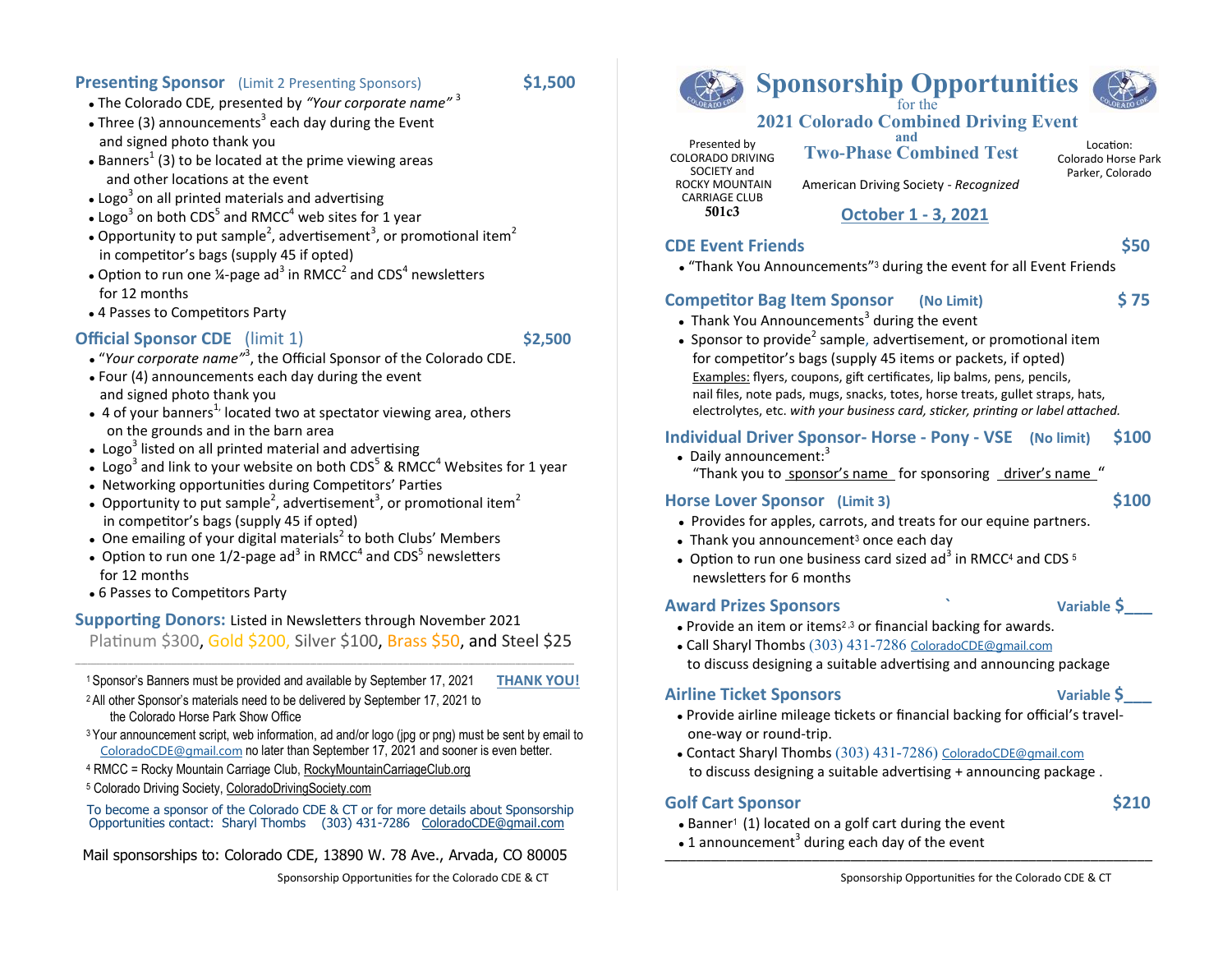# Sponsorship Opportunities

for the

## 2021 Colorado Combined Driving Event

and

## Two-Phase Combined Test

Presented by COLORADO DRIVING SOCIETY and ROCKY MOUNTAIN CARRIAGE CLUB **501c3**

American Driving Society - *Recognized*

Location: Colorado Horse Park Parker, Colorado

**October 1 - 3, 2021**

### CDE Event Friends — $50

- "Thank You Announcements"[3] during the event for all Event Friends

### Competitor Bag Item Sponsor (No Limit) — $ 75

- Thank You Announcements[3] during the event
- Sponsor to provide[2] sample, advertisement, or promotional item for competitor's bags (supply 45 items or packets, if opted)
  Examples: flyers, coupons, gift certificates, lip balms, pens, pencils, nail files, note pads, mugs, snacks, totes, horse treats, gullet straps, hats, electrolytes, etc. *with your business card, sticker, printing or label attached.*

### Individual Driver Sponsor- Horse - Pony - VSE (No limit) — $100

- Daily announcement:[3]
  "Thank you to sponsor's name for sponsoring driver's name "

### Horse Lover Sponsor (Limit 3) — $100

- Provides for apples, carrots, and treats for our equine partners.
- Thank you announcement[3] once each day
- Option to run one business card sized ad[3] in RMCC[4] and CDS[5] newsletters for 6 months

### Award Prizes Sponsors — Variable $___

- Provide an item or items[2,3] or financial backing for awards.
- Call Sharyl Thombs (303) 431-7286 ColoradoCDE@gmail.com to discuss designing a suitable advertising and announcing package

### Airline Ticket Sponsors — Variable $___

- Provide airline mileage tickets or financial backing for official's travel- one-way or round-trip.
- Contact Sharyl Thombs (303) 431-7286) ColoradoCDE@gmail.com to discuss designing a suitable advertising + announcing package .

### Golf Cart Sponsor — $210

- Banner[1] (1) located on a golf cart during the event
- 1 announcement[3] during each day of the event

### Presenting Sponsor (Limit 2 Presenting Sponsors) — $1,500

- The Colorado CDE, presented by *"Your corporate name"* [3]
- Three (3) announcements[3] each day during the Event and signed photo thank you
- Banners[1] (3) to be located at the prime viewing areas and other locations at the event
- Logo[3] on all printed materials and advertising
- Logo[3] on both CDS[5] and RMCC[4] web sites for 1 year
- Opportunity to put sample[2], advertisement[3], or promotional item[2] in competitor's bags (supply 45 if opted)
- Option to run one ¼-page ad[3] in RMCC[2] and CDS[4] newsletters for 12 months
- 4 Passes to Competitors Party

### Official Sponsor CDE (limit 1) — $2,500

- "*Your corporate name*"[3], the Official Sponsor of the Colorado CDE.
- Four (4) announcements each day during the event and signed photo thank you
- 4 of your banners[1,] located two at spectator viewing area, others on the grounds and in the barn area
- Logo[3] listed on all printed material and advertising
- Logo[3] and link to your website on both CDS[5] & RMCC[4] Websites for 1 year
- Networking opportunities during Competitors' Parties
- Opportunity to put sample[2], advertisement[3], or promotional item[2] in competitor's bags (supply 45 if opted)
- One emailing of your digital materials[2] to both Clubs' Members
- Option to run one 1/2-page ad[3] in RMCC[4] and CDS[5] newsletters for 12 months
- 6 Passes to Competitors Party

**Supporting Donors:** Listed in Newsletters through November 2021
Platinum $300, Gold $200, Silver $100, Brass $50, and Steel $25

[1] Sponsor's Banners must be provided and available by September 17, 2021 **THANK YOU!**

[2] All other Sponsor's materials need to be delivered by September 17, 2021 to the Colorado Horse Park Show Office

[3] Your announcement script, web information, ad and/or logo (jpg or png) must be sent by email to ColoradoCDE@gmail.com no later than September 17, 2021 and sooner is even better.

[4] RMCC = Rocky Mountain Carriage Club, RockyMountainCarriageClub.org

[5] Colorado Driving Society, ColoradoDrivingSociety.com

To become a sponsor of the Colorado CDE & CT or for more details about Sponsorship Opportunities contact: Sharyl Thombs (303) 431-7286 ColoradoCDE@gmail.com

Mail sponsorships to: Colorado CDE, 13890 W. 78 Ave., Arvada, CO 80005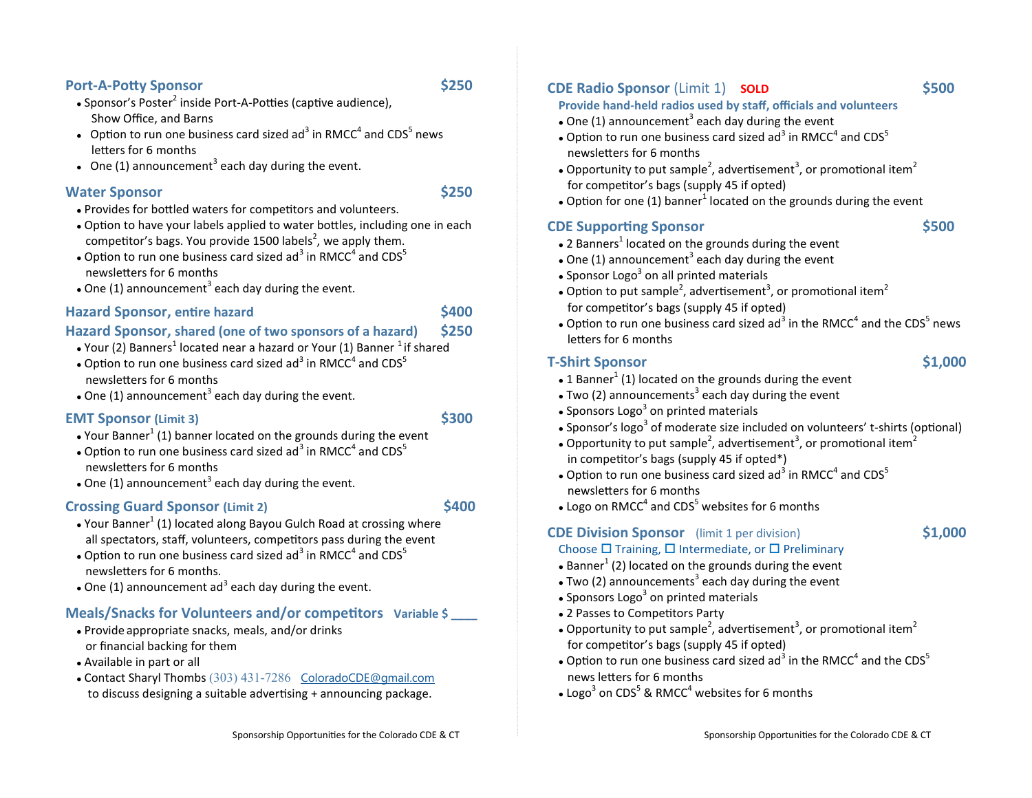## Port-A-Potty Sponsor $250

- Sponsor's Poster[2] inside Port-A-Potties (captive audience), Show Office, and Barns
- Option to run one business card sized ad[3] in RMCC[4] and CDS[5] news letters for 6 months
- One (1) announcement[3] each day during the event.

## Water Sponsor $250

- Provides for bottled waters for competitors and volunteers.
- Option to have your labels applied to water bottles, including one in each competitor's bags. You provide 1500 labels[2], we apply them.
- Option to run one business card sized ad[3] in RMCC[4] and CDS[5] newsletters for 6 months
- One (1) announcement[3] each day during the event.

## Hazard Sponsor, entire hazard $400

## Hazard Sponsor, shared (one of two sponsors of a hazard) $250

- Your (2) Banners[1] located near a hazard or Your (1) Banner [1] if shared
- Option to run one business card sized ad[3] in RMCC[4] and CDS[5] newsletters for 6 months
- One (1) announcement[3] each day during the event.

## EMT Sponsor (Limit 3) $300

- Your Banner[1] (1) banner located on the grounds during the event
- Option to run one business card sized ad[3] in RMCC[4] and CDS[5] newsletters for 6 months
- One (1) announcement[3] each day during the event.

## Crossing Guard Sponsor (Limit 2) $400

- Your Banner[1] (1) located along Bayou Gulch Road at crossing where all spectators, staff, volunteers, competitors pass during the event
- Option to run one business card sized ad[3] in RMCC[4] and CDS[5] newsletters for 6 months.
- One (1) announcement ad[3] each day during the event.

## Meals/Snacks for Volunteers and/or competitors Variable $ ____

- Provide appropriate snacks, meals, and/or drinks or financial backing for them
- Available in part or all
- Contact Sharyl Thombs (303) 431-7286 ColoradoCDE@gmail.com to discuss designing a suitable advertising + announcing package.

## CDE Radio Sponsor (Limit 1) SOLD $500

**Provide hand-held radios used by staff, officials and volunteers**

- One (1) announcement[3] each day during the event
- Option to run one business card sized ad[3] in RMCC[4] and CDS[5] newsletters for 6 months
- Opportunity to put sample[2], advertisement[3], or promotional item[2] for competitor's bags (supply 45 if opted)
- Option for one (1) banner[1] located on the grounds during the event

## CDE Supporting Sponsor $500

- 2 Banners[1] located on the grounds during the event
- One (1) announcement[3] each day during the event
- Sponsor Logo[3] on all printed materials
- Option to put sample[2], advertisement[3], or promotional item[2] for competitor's bags (supply 45 if opted)
- Option to run one business card sized ad[3] in the RMCC[4] and the CDS[5] news letters for 6 months

## T-Shirt Sponsor $1,000

- 1 Banner[1] (1) located on the grounds during the event
- Two (2) announcements[3] each day during the event
- Sponsors Logo[3] on printed materials
- Sponsor's logo[3] of moderate size included on volunteers' t-shirts (optional)
- Opportunity to put sample[2], advertisement[3], or promotional item[2] in competitor's bags (supply 45 if opted*)
- Option to run one business card sized ad[3] in RMCC[4] and CDS[5] newsletters for 6 months
- Logo on RMCC[4] and CDS[5] websites for 6 months

## CDE Division Sponsor (limit 1 per division) $1,000

Choose ☐ Training, ☐ Intermediate, or ☐ Preliminary

- Banner[1] (2) located on the grounds during the event
- Two (2) announcements[3] each day during the event
- Sponsors Logo[3] on printed materials
- 2 Passes to Competitors Party
- Opportunity to put sample[2], advertisement[3], or promotional item[2] for competitor's bags (supply 45 if opted)
- Option to run one business card sized ad[3] in the RMCC[4] and the CDS[5] news letters for 6 months
- Logo[3] on CDS[5] & RMCC[4] websites for 6 months